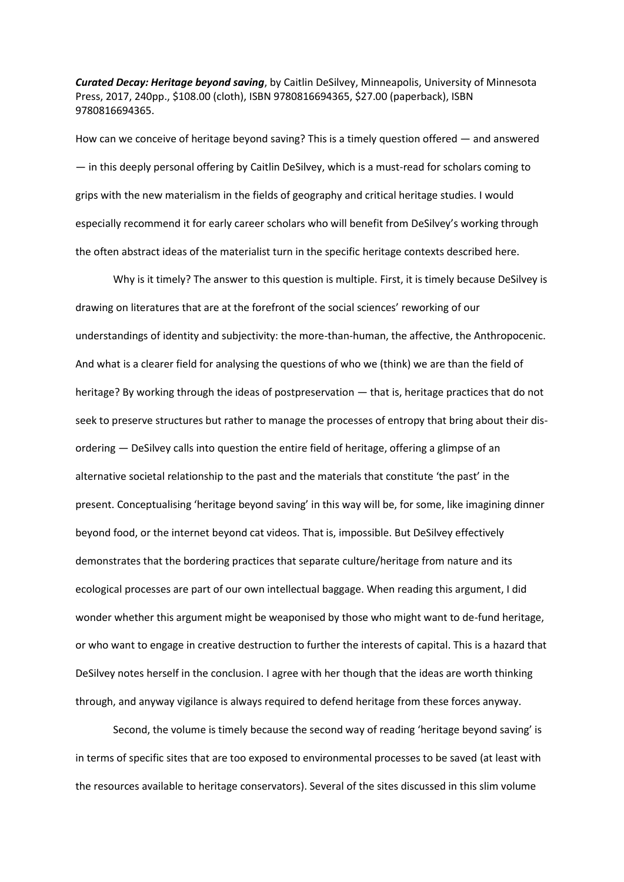***Curated Decay: Heritage beyond saving***, by Caitlin DeSilvey, Minneapolis, University of Minnesota Press, 2017, 240pp., $108.00 (cloth), ISBN 9780816694365, $27.00 (paperback), ISBN 9780816694365.

How can we conceive of heritage beyond saving? This is a timely question offered — and answered — in this deeply personal offering by Caitlin DeSilvey, which is a must-read for scholars coming to grips with the new materialism in the fields of geography and critical heritage studies. I would especially recommend it for early career scholars who will benefit from DeSilvey's working through the often abstract ideas of the materialist turn in the specific heritage contexts described here.

Why is it timely? The answer to this question is multiple. First, it is timely because DeSilvey is drawing on literatures that are at the forefront of the social sciences' reworking of our understandings of identity and subjectivity: the more-than-human, the affective, the Anthropocenic. And what is a clearer field for analysing the questions of who we (think) we are than the field of heritage? By working through the ideas of postpreservation — that is, heritage practices that do not seek to preserve structures but rather to manage the processes of entropy that bring about their dis-ordering — DeSilvey calls into question the entire field of heritage, offering a glimpse of an alternative societal relationship to the past and the materials that constitute 'the past' in the present. Conceptualising 'heritage beyond saving' in this way will be, for some, like imagining dinner beyond food, or the internet beyond cat videos. That is, impossible. But DeSilvey effectively demonstrates that the bordering practices that separate culture/heritage from nature and its ecological processes are part of our own intellectual baggage. When reading this argument, I did wonder whether this argument might be weaponised by those who might want to de-fund heritage, or who want to engage in creative destruction to further the interests of capital. This is a hazard that DeSilvey notes herself in the conclusion. I agree with her though that the ideas are worth thinking through, and anyway vigilance is always required to defend heritage from these forces anyway.

Second, the volume is timely because the second way of reading 'heritage beyond saving' is in terms of specific sites that are too exposed to environmental processes to be saved (at least with the resources available to heritage conservators). Several of the sites discussed in this slim volume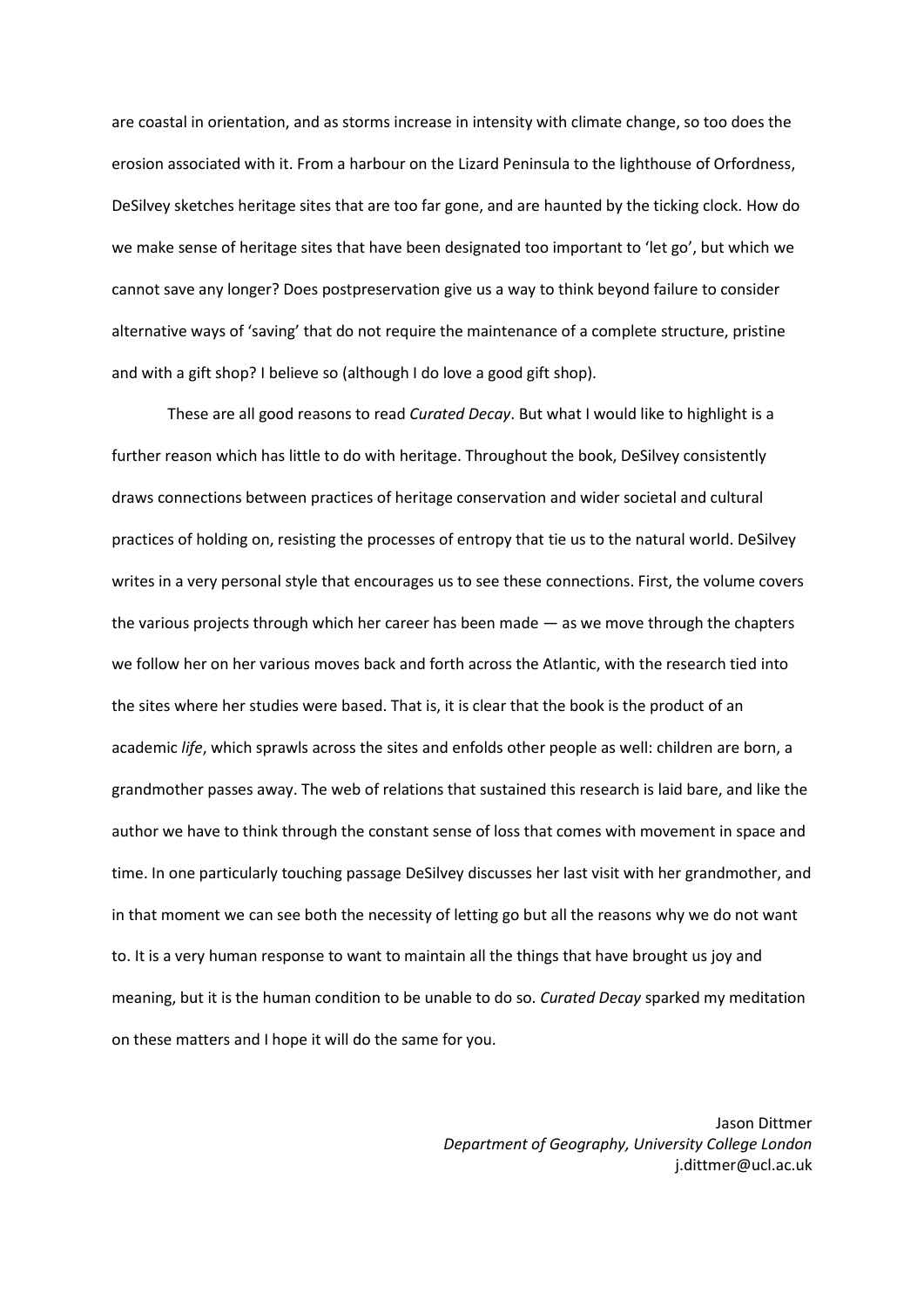are coastal in orientation, and as storms increase in intensity with climate change, so too does the erosion associated with it. From a harbour on the Lizard Peninsula to the lighthouse of Orfordness, DeSilvey sketches heritage sites that are too far gone, and are haunted by the ticking clock. How do we make sense of heritage sites that have been designated too important to 'let go', but which we cannot save any longer? Does postpreservation give us a way to think beyond failure to consider alternative ways of 'saving' that do not require the maintenance of a complete structure, pristine and with a gift shop? I believe so (although I do love a good gift shop).

These are all good reasons to read *Curated Decay*. But what I would like to highlight is a further reason which has little to do with heritage. Throughout the book, DeSilvey consistently draws connections between practices of heritage conservation and wider societal and cultural practices of holding on, resisting the processes of entropy that tie us to the natural world. DeSilvey writes in a very personal style that encourages us to see these connections. First, the volume covers the various projects through which her career has been made — as we move through the chapters we follow her on her various moves back and forth across the Atlantic, with the research tied into the sites where her studies were based. That is, it is clear that the book is the product of an academic *life*, which sprawls across the sites and enfolds other people as well: children are born, a grandmother passes away. The web of relations that sustained this research is laid bare, and like the author we have to think through the constant sense of loss that comes with movement in space and time. In one particularly touching passage DeSilvey discusses her last visit with her grandmother, and in that moment we can see both the necessity of letting go but all the reasons why we do not want to. It is a very human response to want to maintain all the things that have brought us joy and meaning, but it is the human condition to be unable to do so. *Curated Decay* sparked my meditation on these matters and I hope it will do the same for you.

Jason Dittmer
*Department of Geography, University College London*
j.dittmer@ucl.ac.uk